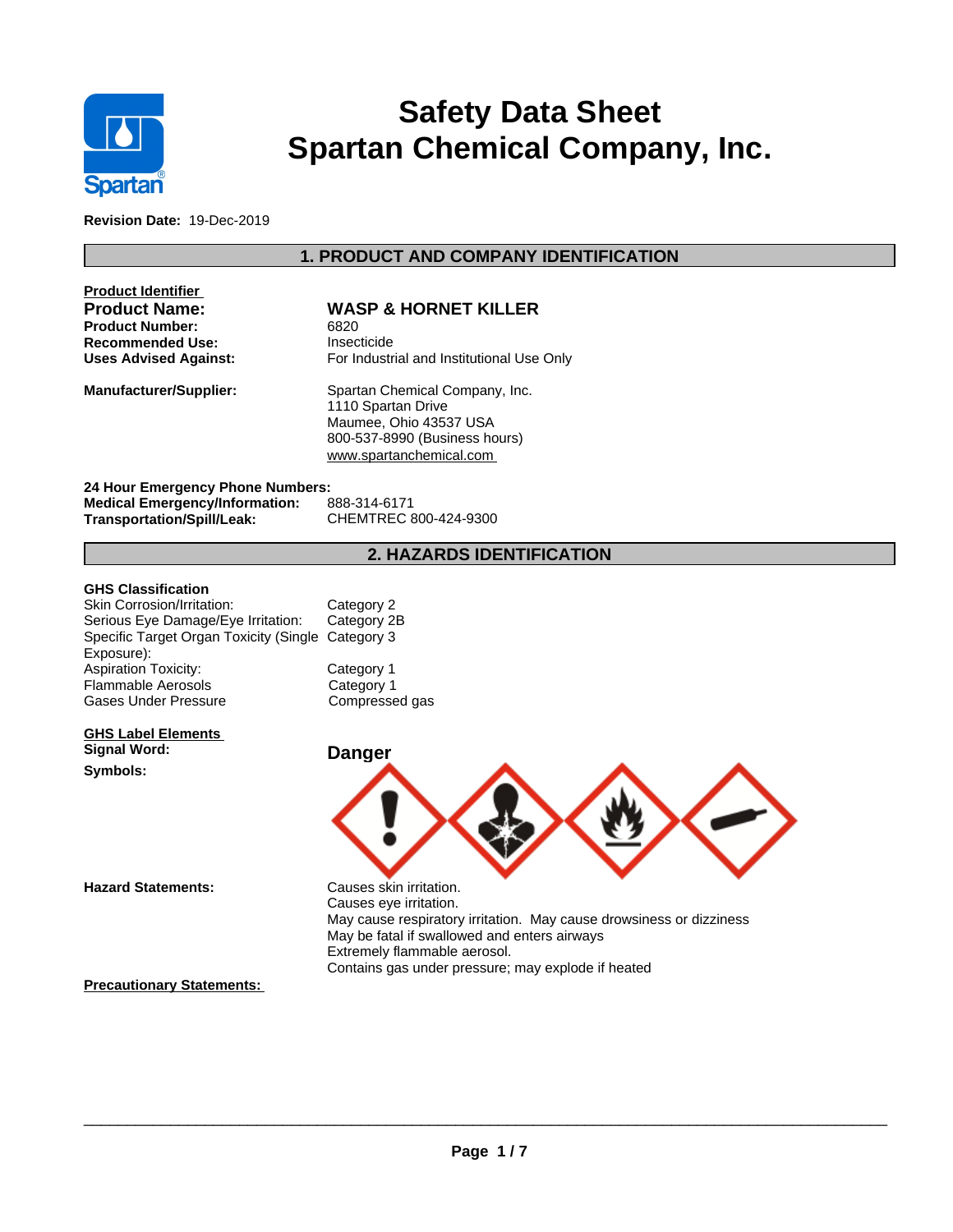# Safety Data Sheet
# Spartan Chemical Company, Inc.

**Revision Date:** 19-Dec-2019

## 1. PRODUCT AND COMPANY IDENTIFICATION

**Product Identifier**

| | |
|---|---|
| **Product Name:** | **WASP & HORNET KILLER** |
| **Product Number:** | 6820 |
| **Recommended Use:** | Insecticide |
| **Uses Advised Against:** | For Industrial and Institutional Use Only |
| **Manufacturer/Supplier:** | Spartan Chemical Company, Inc.<br>1110 Spartan Drive<br>Maumee, Ohio 43537 USA<br>800-537-8990 (Business hours)<br>www.spartanchemical.com |

**24 Hour Emergency Phone Numbers:**

| | |
|---|---|
| **Medical Emergency/Information:** | 888-314-6171 |
| **Transportation/Spill/Leak:** | CHEMTREC 800-424-9300 |

## 2. HAZARDS IDENTIFICATION

**GHS Classification**

| | |
|---|---|
| Skin Corrosion/Irritation: | Category 2 |
| Serious Eye Damage/Eye Irritation: | Category 2B |
| Specific Target Organ Toxicity (Single Exposure): | Category 3 |
| Aspiration Toxicity: | Category 1 |
| Flammable Aerosols | Category 1 |
| Gases Under Pressure | Compressed gas |

**GHS Label Elements**

**Signal Word:** **Danger**

**Symbols:**

**Hazard Statements:**

Causes skin irritation.
Causes eye irritation.
May cause respiratory irritation. May cause drowsiness or dizziness
May be fatal if swallowed and enters airways
Extremely flammable aerosol.
Contains gas under pressure; may explode if heated

**Precautionary Statements:**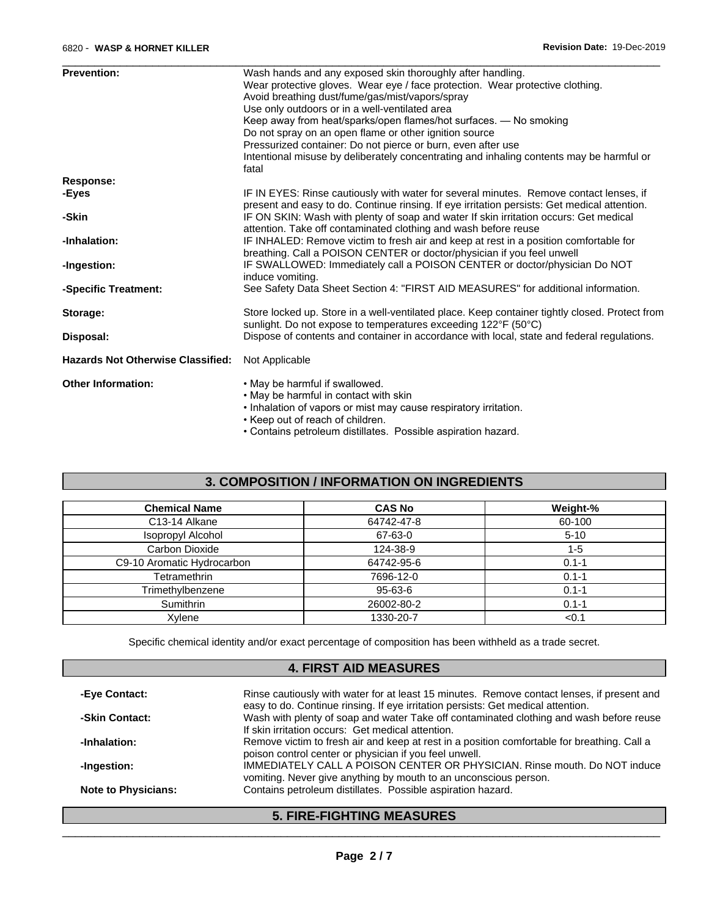**Prevention:** Wash hands and any exposed skin thoroughly after handling.
Wear protective gloves. Wear eye / face protection. Wear protective clothing.
Avoid breathing dust/fume/gas/mist/vapors/spray
Use only outdoors or in a well-ventilated area
Keep away from heat/sparks/open flames/hot surfaces. — No smoking
Do not spray on an open flame or other ignition source
Pressurized container: Do not pierce or burn, even after use
Intentional misuse by deliberately concentrating and inhaling contents may be harmful or fatal

**Response:**

**-Eyes** IF IN EYES: Rinse cautiously with water for several minutes. Remove contact lenses, if present and easy to do. Continue rinsing. If eye irritation persists: Get medical attention.

**-Skin** IF ON SKIN: Wash with plenty of soap and water If skin irritation occurs: Get medical attention. Take off contaminated clothing and wash before reuse

**-Inhalation:** IF INHALED: Remove victim to fresh air and keep at rest in a position comfortable for breathing. Call a POISON CENTER or doctor/physician if you feel unwell

**-Ingestion:** IF SWALLOWED: Immediately call a POISON CENTER or doctor/physician Do NOT induce vomiting.

**-Specific Treatment:** See Safety Data Sheet Section 4: "FIRST AID MEASURES" for additional information.

**Storage:** Store locked up. Store in a well-ventilated place. Keep container tightly closed. Protect from sunlight. Do not expose to temperatures exceeding 122°F (50°C)

**Disposal:** Dispose of contents and container in accordance with local, state and federal regulations.

**Hazards Not Otherwise Classified:** Not Applicable

**Other Information:**

- May be harmful if swallowed.
- May be harmful in contact with skin
- Inhalation of vapors or mist may cause respiratory irritation.
- Keep out of reach of children.
- Contains petroleum distillates. Possible aspiration hazard.

## 3. COMPOSITION / INFORMATION ON INGREDIENTS

| Chemical Name | CAS No | Weight-% |
|---|---|---|
| C13-14 Alkane | 64742-47-8 | 60-100 |
| Isopropyl Alcohol | 67-63-0 | 5-10 |
| Carbon Dioxide | 124-38-9 | 1-5 |
| C9-10 Aromatic Hydrocarbon | 64742-95-6 | 0.1-1 |
| Tetramethrin | 7696-12-0 | 0.1-1 |
| Trimethylbenzene | 95-63-6 | 0.1-1 |
| Sumithrin | 26002-80-2 | 0.1-1 |
| Xylene | 1330-20-7 | <0.1 |

Specific chemical identity and/or exact percentage of composition has been withheld as a trade secret.

## 4. FIRST AID MEASURES

**-Eye Contact:** Rinse cautiously with water for at least 15 minutes. Remove contact lenses, if present and easy to do. Continue rinsing. If eye irritation persists: Get medical attention.

**-Skin Contact:** Wash with plenty of soap and water Take off contaminated clothing and wash before reuse If skin irritation occurs: Get medical attention.

**-Inhalation:** Remove victim to fresh air and keep at rest in a position comfortable for breathing. Call a poison control center or physician if you feel unwell.

**-Ingestion:** IMMEDIATELY CALL A POISON CENTER OR PHYSICIAN. Rinse mouth. Do NOT induce vomiting. Never give anything by mouth to an unconscious person.

**Note to Physicians:** Contains petroleum distillates. Possible aspiration hazard.

## 5. FIRE-FIGHTING MEASURES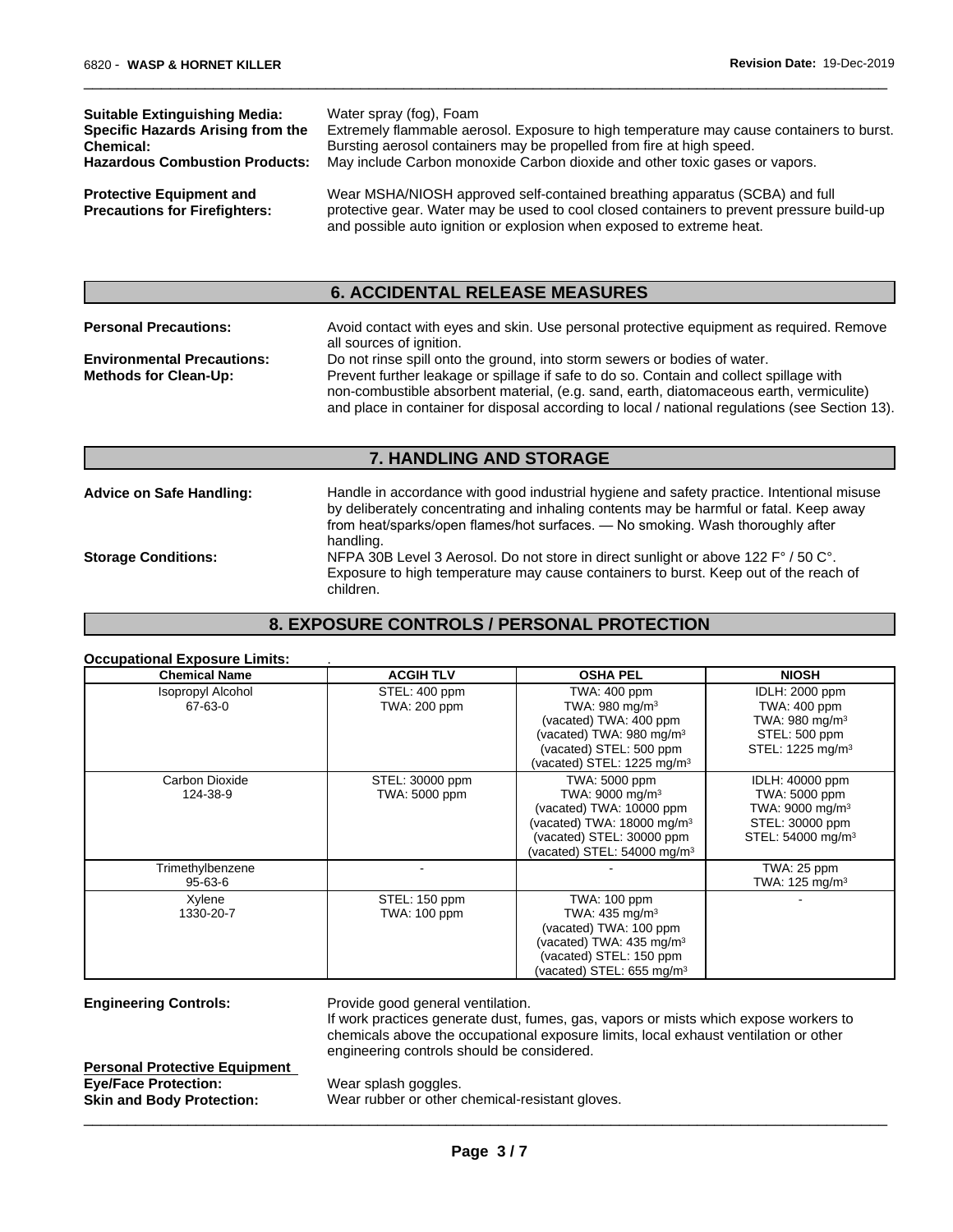**Suitable Extinguishing Media:** Water spray (fog), Foam

**Specific Hazards Arising from the Chemical:** Extremely flammable aerosol. Exposure to high temperature may cause containers to burst. Bursting aerosol containers may be propelled from fire at high speed.

**Hazardous Combustion Products:** May include Carbon monoxide Carbon dioxide and other toxic gases or vapors.

**Protective Equipment and Precautions for Firefighters:** Wear MSHA/NIOSH approved self-contained breathing apparatus (SCBA) and full protective gear. Water may be used to cool closed containers to prevent pressure build-up and possible auto ignition or explosion when exposed to extreme heat.

## 6. ACCIDENTAL RELEASE MEASURES

**Personal Precautions:** Avoid contact with eyes and skin. Use personal protective equipment as required. Remove all sources of ignition.

**Environmental Precautions:** Do not rinse spill onto the ground, into storm sewers or bodies of water.

**Methods for Clean-Up:** Prevent further leakage or spillage if safe to do so. Contain and collect spillage with non-combustible absorbent material, (e.g. sand, earth, diatomaceous earth, vermiculite) and place in container for disposal according to local / national regulations (see Section 13).

## 7. HANDLING AND STORAGE

**Advice on Safe Handling:** Handle in accordance with good industrial hygiene and safety practice. Intentional misuse by deliberately concentrating and inhaling contents may be harmful or fatal. Keep away from heat/sparks/open flames/hot surfaces. — No smoking. Wash thoroughly after handling.

**Storage Conditions:** NFPA 30B Level 3 Aerosol. Do not store in direct sunlight or above 122 F° / 50 C°. Exposure to high temperature may cause containers to burst. Keep out of the reach of children.

## 8. EXPOSURE CONTROLS / PERSONAL PROTECTION

**Occupational Exposure Limits:** .

| Chemical Name | ACGIH TLV | OSHA PEL | NIOSH |
|---|---|---|---|
| Isopropyl Alcohol<br>67-63-0 | STEL: 400 ppm<br>TWA: 200 ppm | TWA: 400 ppm<br>TWA: 980 mg/m³<br>(vacated) TWA: 400 ppm<br>(vacated) TWA: 980 mg/m³<br>(vacated) STEL: 500 ppm<br>(vacated) STEL: 1225 mg/m³ | IDLH: 2000 ppm<br>TWA: 400 ppm<br>TWA: 980 mg/m³<br>STEL: 500 ppm<br>STEL: 1225 mg/m³ |
| Carbon Dioxide<br>124-38-9 | STEL: 30000 ppm<br>TWA: 5000 ppm | TWA: 5000 ppm<br>TWA: 9000 mg/m³<br>(vacated) TWA: 10000 ppm<br>(vacated) TWA: 18000 mg/m³<br>(vacated) STEL: 30000 ppm<br>(vacated) STEL: 54000 mg/m³ | IDLH: 40000 ppm<br>TWA: 5000 ppm<br>TWA: 9000 mg/m³<br>STEL: 30000 ppm<br>STEL: 54000 mg/m³ |
| Trimethylbenzene<br>95-63-6 | - | - | TWA: 25 ppm<br>TWA: 125 mg/m³ |
| Xylene<br>1330-20-7 | STEL: 150 ppm<br>TWA: 100 ppm | TWA: 100 ppm<br>TWA: 435 mg/m³<br>(vacated) TWA: 100 ppm<br>(vacated) TWA: 435 mg/m³<br>(vacated) STEL: 150 ppm<br>(vacated) STEL: 655 mg/m³ | - |

**Engineering Controls:** Provide good general ventilation.
If work practices generate dust, fumes, gas, vapors or mists which expose workers to chemicals above the occupational exposure limits, local exhaust ventilation or other engineering controls should be considered.

**Personal Protective Equipment**

**Eye/Face Protection:** Wear splash goggles.

**Skin and Body Protection:** Wear rubber or other chemical-resistant gloves.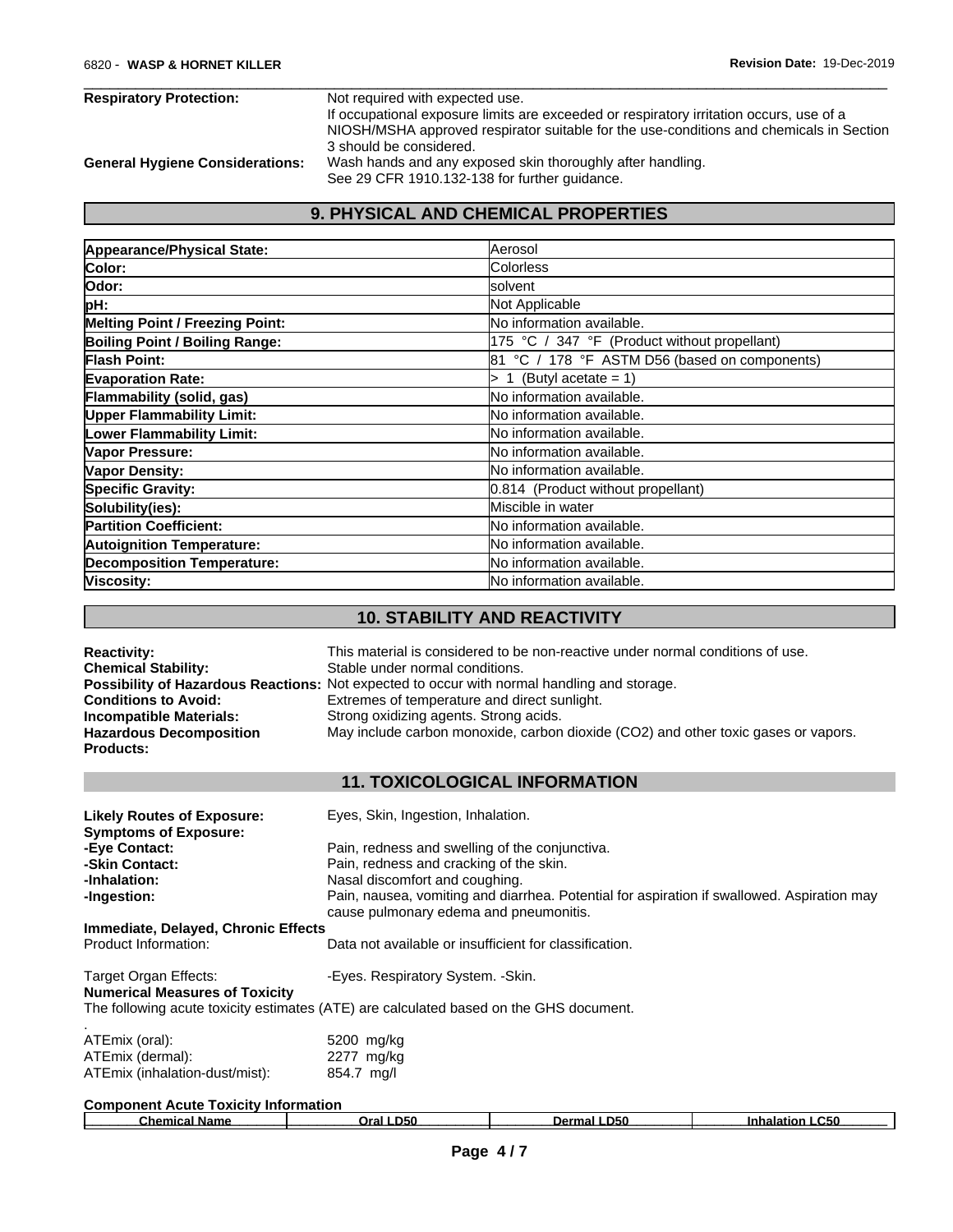| | |
|---|---|
| **Respiratory Protection:** | Not required with expected use. If occupational exposure limits are exceeded or respiratory irritation occurs, use of a NIOSH/MSHA approved respirator suitable for the use-conditions and chemicals in Section 3 should be considered. |
| **General Hygiene Considerations:** | Wash hands and any exposed skin thoroughly after handling. See 29 CFR 1910.132-138 for further guidance. |

## 9. PHYSICAL AND CHEMICAL PROPERTIES

| | |
|---|---|
| **Appearance/Physical State:** | Aerosol |
| **Color:** | Colorless |
| **Odor:** | solvent |
| **pH:** | Not Applicable |
| **Melting Point / Freezing Point:** | No information available. |
| **Boiling Point / Boiling Range:** | 175 °C / 347 °F (Product without propellant) |
| **Flash Point:** | 81 °C / 178 °F ASTM D56 (based on components) |
| **Evaporation Rate:** | > 1 (Butyl acetate = 1) |
| **Flammability (solid, gas)** | No information available. |
| **Upper Flammability Limit:** | No information available. |
| **Lower Flammability Limit:** | No information available. |
| **Vapor Pressure:** | No information available. |
| **Vapor Density:** | No information available. |
| **Specific Gravity:** | 0.814 (Product without propellant) |
| **Solubility(ies):** | Miscible in water |
| **Partition Coefficient:** | No information available. |
| **Autoignition Temperature:** | No information available. |
| **Decomposition Temperature:** | No information available. |
| **Viscosity:** | No information available. |

## 10. STABILITY AND REACTIVITY

| | |
|---|---|
| **Reactivity:** | This material is considered to be non-reactive under normal conditions of use. |
| **Chemical Stability:** | Stable under normal conditions. |
| **Possibility of Hazardous Reactions:** | Not expected to occur with normal handling and storage. |
| **Conditions to Avoid:** | Extremes of temperature and direct sunlight. |
| **Incompatible Materials:** | Strong oxidizing agents. Strong acids. |
| **Hazardous Decomposition Products:** | May include carbon monoxide, carbon dioxide ($CO_2$) and other toxic gases or vapors. |

## 11. TOXICOLOGICAL INFORMATION

| | |
|---|---|
| **Likely Routes of Exposure:** | Eyes, Skin, Ingestion, Inhalation. |
| **Symptoms of Exposure:** | |
| **-Eye Contact:** | Pain, redness and swelling of the conjunctiva. |
| **-Skin Contact:** | Pain, redness and cracking of the skin. |
| **-Inhalation:** | Nasal discomfort and coughing. |
| **-Ingestion:** | Pain, nausea, vomiting and diarrhea. Potential for aspiration if swallowed. Aspiration may cause pulmonary edema and pneumonitis. |

**Immediate, Delayed, Chronic Effects**

Product Information: Data not available or insufficient for classification.

Target Organ Effects: -Eyes. Respiratory System. -Skin.

**Numerical Measures of Toxicity**

The following acute toxicity estimates (ATE) are calculated based on the GHS document.

.

| | |
|---|---|
| ATEmix (oral): | 5200 mg/kg |
| ATEmix (dermal): | 2277 mg/kg |
| ATEmix (inhalation-dust/mist): | 854.7 mg/l |

**Component Acute Toxicity Information**

| Chemical Name | Oral LD50 | Dermal LD50 | Inhalation LC50 |
|---|---|---|---|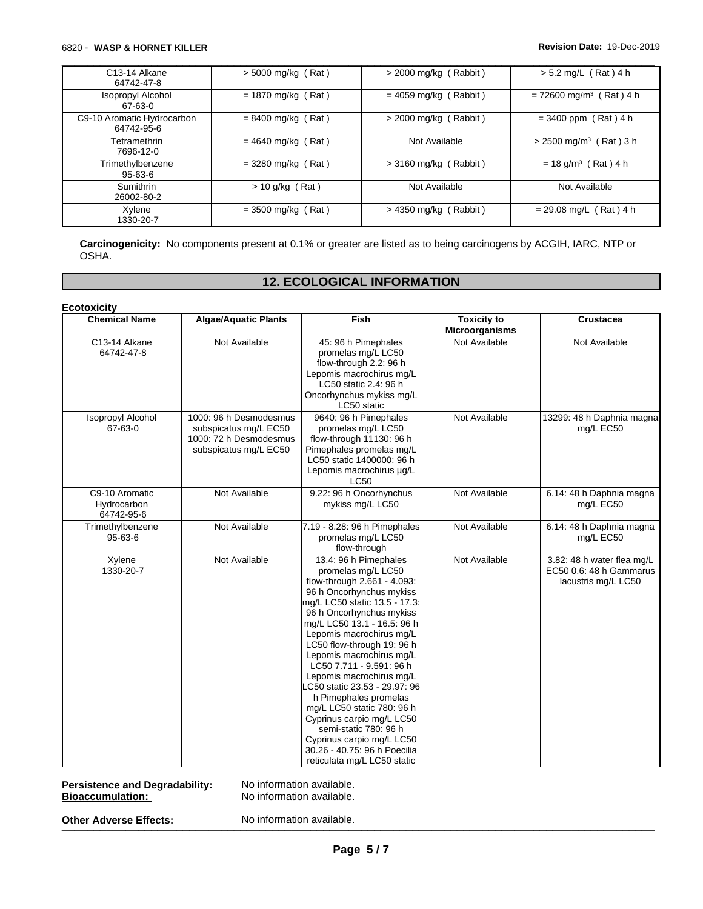| | | | |
|---|---|---|---|
| C13-14 Alkane 64742-47-8 | > 5000 mg/kg ( Rat ) | > 2000 mg/kg ( Rabbit ) | > 5.2 mg/L ( Rat ) 4 h |
| Isopropyl Alcohol 67-63-0 | = 1870 mg/kg ( Rat ) | = 4059 mg/kg ( Rabbit ) | = 72600 mg/m³ ( Rat ) 4 h |
| C9-10 Aromatic Hydrocarbon 64742-95-6 | = 8400 mg/kg ( Rat ) | > 2000 mg/kg ( Rabbit ) | = 3400 ppm ( Rat ) 4 h |
| Tetramethrin 7696-12-0 | = 4640 mg/kg ( Rat ) | Not Available | > 2500 mg/m³ ( Rat ) 3 h |
| Trimethylbenzene 95-63-6 | = 3280 mg/kg ( Rat ) | > 3160 mg/kg ( Rabbit ) | = 18 g/m³ ( Rat ) 4 h |
| Sumithrin 26002-80-2 | > 10 g/kg ( Rat ) | Not Available | Not Available |
| Xylene 1330-20-7 | = 3500 mg/kg ( Rat ) | > 4350 mg/kg ( Rabbit ) | = 29.08 mg/L ( Rat ) 4 h |

**Carcinogenicity:** No components present at 0.1% or greater are listed as to being carcinogens by ACGIH, IARC, NTP or OSHA.

## 12. ECOLOGICAL INFORMATION

**Ecotoxicity**

| Chemical Name | Algae/Aquatic Plants | Fish | Toxicity to Microorganisms | Crustacea |
|---|---|---|---|---|
| C13-14 Alkane 64742-47-8 | Not Available | 45: 96 h Pimephales promelas mg/L LC50 flow-through 2.2: 96 h Lepomis macrochirus mg/L LC50 static 2.4: 96 h Oncorhynchus mykiss mg/L LC50 static | Not Available | Not Available |
| Isopropyl Alcohol 67-63-0 | 1000: 96 h Desmodesmus subspicatus mg/L EC50 1000: 72 h Desmodesmus subspicatus mg/L EC50 | 9640: 96 h Pimephales promelas mg/L LC50 flow-through 11130: 96 h Pimephales promelas mg/L LC50 static 1400000: 96 h Lepomis macrochirus µg/L LC50 | Not Available | 13299: 48 h Daphnia magna mg/L EC50 |
| C9-10 Aromatic Hydrocarbon 64742-95-6 | Not Available | 9.22: 96 h Oncorhynchus mykiss mg/L LC50 | Not Available | 6.14: 48 h Daphnia magna mg/L EC50 |
| Trimethylbenzene 95-63-6 | Not Available | 7.19 - 8.28: 96 h Pimephales promelas mg/L LC50 flow-through | Not Available | 6.14: 48 h Daphnia magna mg/L EC50 |
| Xylene 1330-20-7 | Not Available | 13.4: 96 h Pimephales promelas mg/L LC50 flow-through 2.661 - 4.093: 96 h Oncorhynchus mykiss mg/L LC50 static 13.5 - 17.3: 96 h Oncorhynchus mykiss mg/L LC50 13.1 - 16.5: 96 h Lepomis macrochirus mg/L LC50 flow-through 19: 96 h Lepomis macrochirus mg/L LC50 7.711 - 9.591: 96 h Lepomis macrochirus mg/L LC50 static 23.53 - 29.97: 96 h Pimephales promelas mg/L LC50 static 780: 96 h Cyprinus carpio mg/L LC50 semi-static 780: 96 h Cyprinus carpio mg/L LC50 30.26 - 40.75: 96 h Poecilia reticulata mg/L LC50 static | Not Available | 3.82: 48 h water flea mg/L EC50 0.6: 48 h Gammarus lacustris mg/L LC50 |

**Persistence and Degradability:** No information available.
**Bioaccumulation:** No information available.

**Other Adverse Effects:** No information available.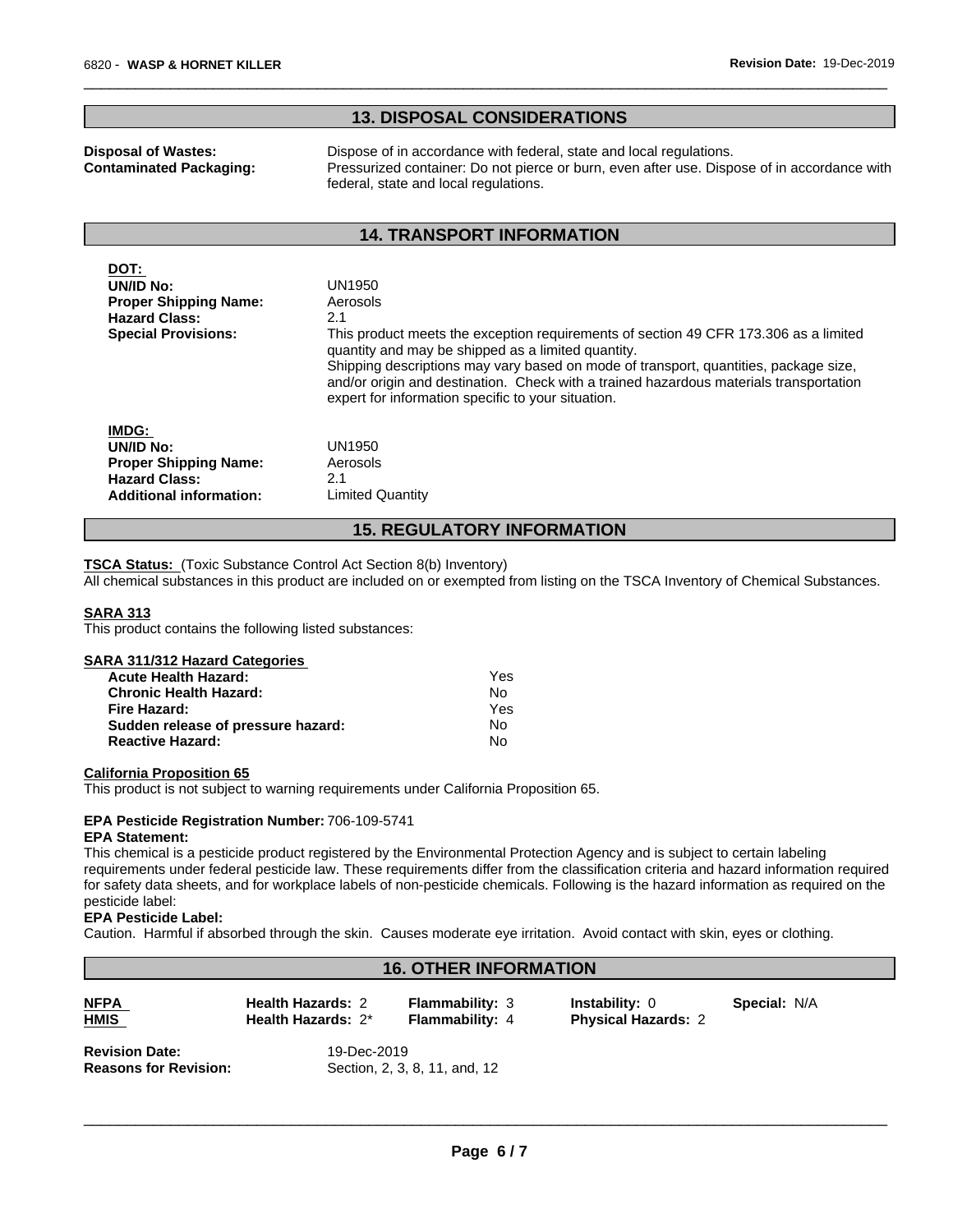## 13. DISPOSAL CONSIDERATIONS

**Disposal of Wastes:** Dispose of in accordance with federal, state and local regulations.

**Contaminated Packaging:** Pressurized container: Do not pierce or burn, even after use. Dispose of in accordance with federal, state and local regulations.

## 14. TRANSPORT INFORMATION

**DOT:**

**UN/ID No:** UN1950

**Proper Shipping Name:** Aerosols

**Hazard Class:** 2.1

**Special Provisions:** This product meets the exception requirements of section 49 CFR 173.306 as a limited quantity and may be shipped as a limited quantity.
Shipping descriptions may vary based on mode of transport, quantities, package size, and/or origin and destination. Check with a trained hazardous materials transportation expert for information specific to your situation.

**IMDG:**

**UN/ID No:** UN1950

**Proper Shipping Name:** Aerosols

**Hazard Class:** 2.1

**Additional information:** Limited Quantity

## 15. REGULATORY INFORMATION

**TSCA Status:** (Toxic Substance Control Act Section 8(b) Inventory)
All chemical substances in this product are included on or exempted from listing on the TSCA Inventory of Chemical Substances.

**SARA 313**
This product contains the following listed substances:

**SARA 311/312 Hazard Categories**

| | |
|---|---|
| **Acute Health Hazard:** | Yes |
| **Chronic Health Hazard:** | No |
| **Fire Hazard:** | Yes |
| **Sudden release of pressure hazard:** | No |
| **Reactive Hazard:** | No |

**California Proposition 65**
This product is not subject to warning requirements under California Proposition 65.

**EPA Pesticide Registration Number:** 706-109-5741

**EPA Statement:**
This chemical is a pesticide product registered by the Environmental Protection Agency and is subject to certain labeling requirements under federal pesticide law. These requirements differ from the classification criteria and hazard information required for safety data sheets, and for workplace labels of non-pesticide chemicals. Following is the hazard information as required on the pesticide label:

**EPA Pesticide Label:**
Caution. Harmful if absorbed through the skin. Causes moderate eye irritation. Avoid contact with skin, eyes or clothing.

## 16. OTHER INFORMATION

| | | | | |
|---|---|---|---|---|
| **NFPA** | **Health Hazards:** 2 | **Flammability:** 3 | **Instability:** 0 | **Special:** N/A |
| **HMIS** | **Health Hazards:** 2* | **Flammability:** 4 | **Physical Hazards:** 2 | |

**Revision Date:** 19-Dec-2019

**Reasons for Revision:** Section, 2, 3, 8, 11, and, 12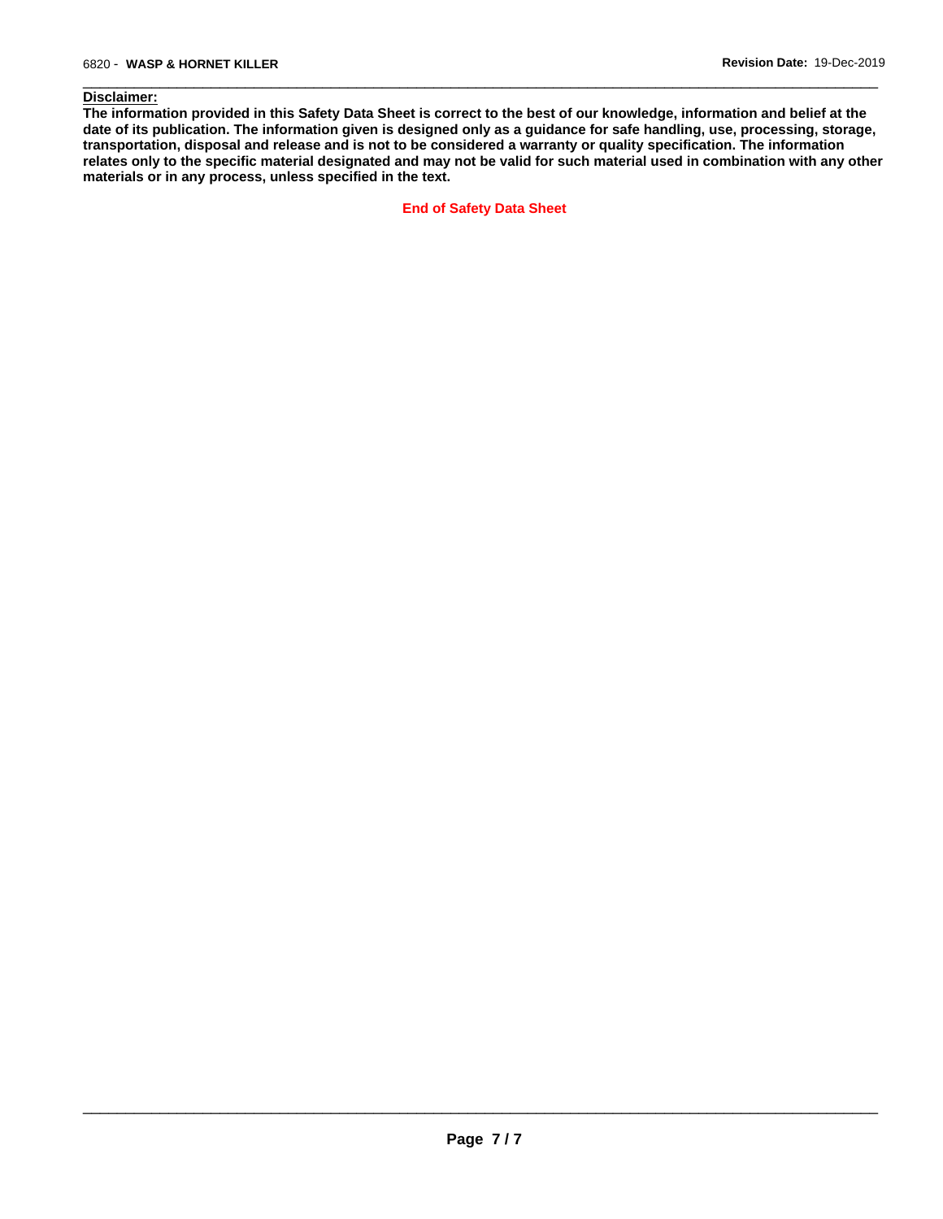**Disclaimer:**

**The information provided in this Safety Data Sheet is correct to the best of our knowledge, information and belief at the date of its publication. The information given is designed only as a guidance for safe handling, use, processing, storage, transportation, disposal and release and is not to be considered a warranty or quality specification. The information relates only to the specific material designated and may not be valid for such material used in combination with any other materials or in any process, unless specified in the text.**

**End of Safety Data Sheet**